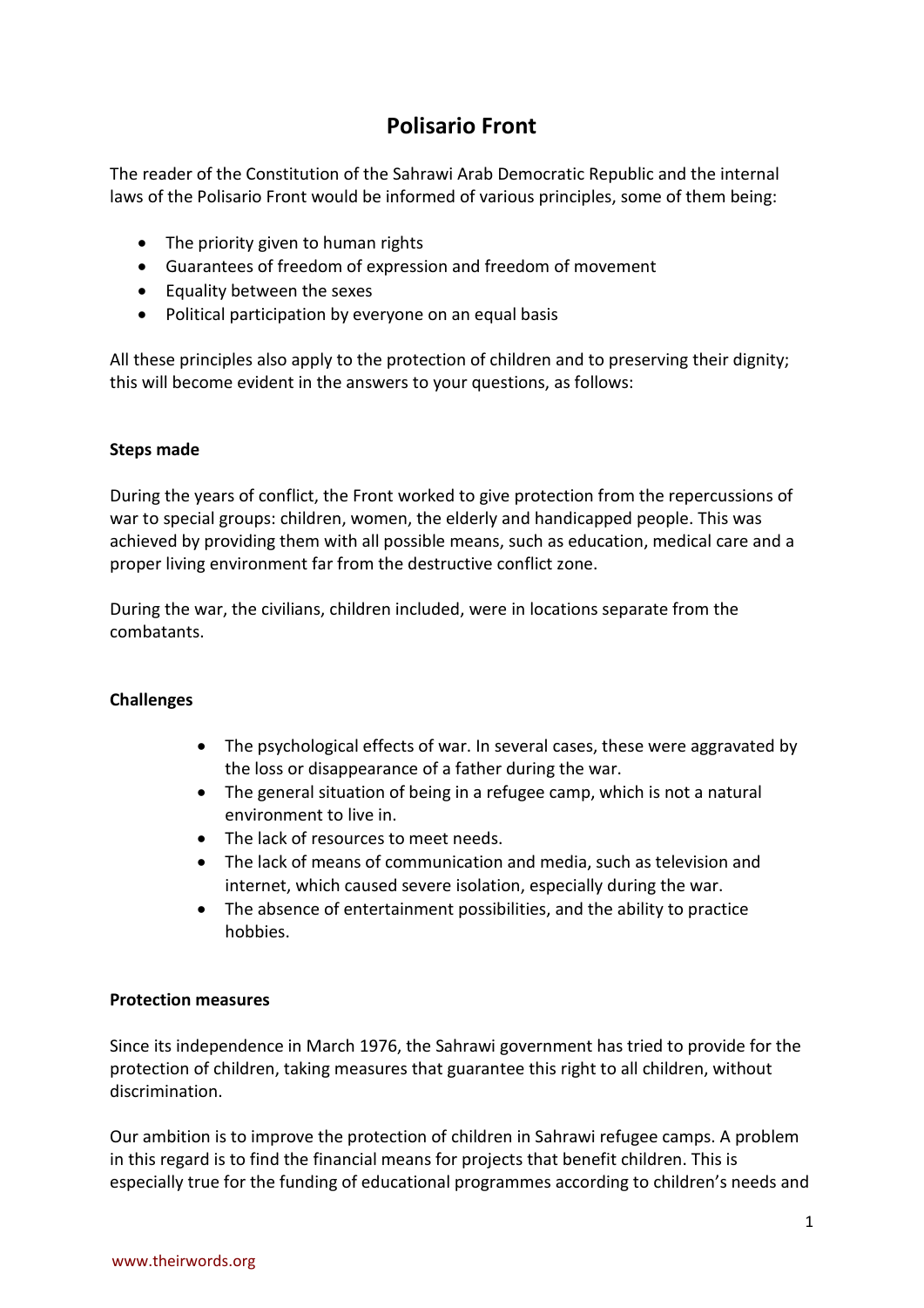# Polisario Front

The reader of the Constitution of the Sahrawi Arab Democratic Republic and the internal laws of the Polisario Front would be informed of various principles, some of them being:

- The priority given to human rights
- Guarantees of freedom of expression and freedom of movement
- Equality between the sexes
- Political participation by everyone on an equal basis

All these principles also apply to the protection of children and to preserving their dignity; this will become evident in the answers to your questions, as follows:

**Steps made**

During the years of conflict, the Front worked to give protection from the repercussions of war to special groups: children, women, the elderly and handicapped people. This was achieved by providing them with all possible means, such as education, medical care and a proper living environment far from the destructive conflict zone.

During the war, the civilians, children included, were in locations separate from the combatants.

**Challenges**

- The psychological effects of war. In several cases, these were aggravated by the loss or disappearance of a father during the war.
- The general situation of being in a refugee camp, which is not a natural environment to live in.
- The lack of resources to meet needs.
- The lack of means of communication and media, such as television and internet, which caused severe isolation, especially during the war.
- The absence of entertainment possibilities, and the ability to practice hobbies.

**Protection measures**

Since its independence in March 1976, the Sahrawi government has tried to provide for the protection of children, taking measures that guarantee this right to all children, without discrimination.

Our ambition is to improve the protection of children in Sahrawi refugee camps. A problem in this regard is to find the financial means for projects that benefit children. This is especially true for the funding of educational programmes according to children's needs and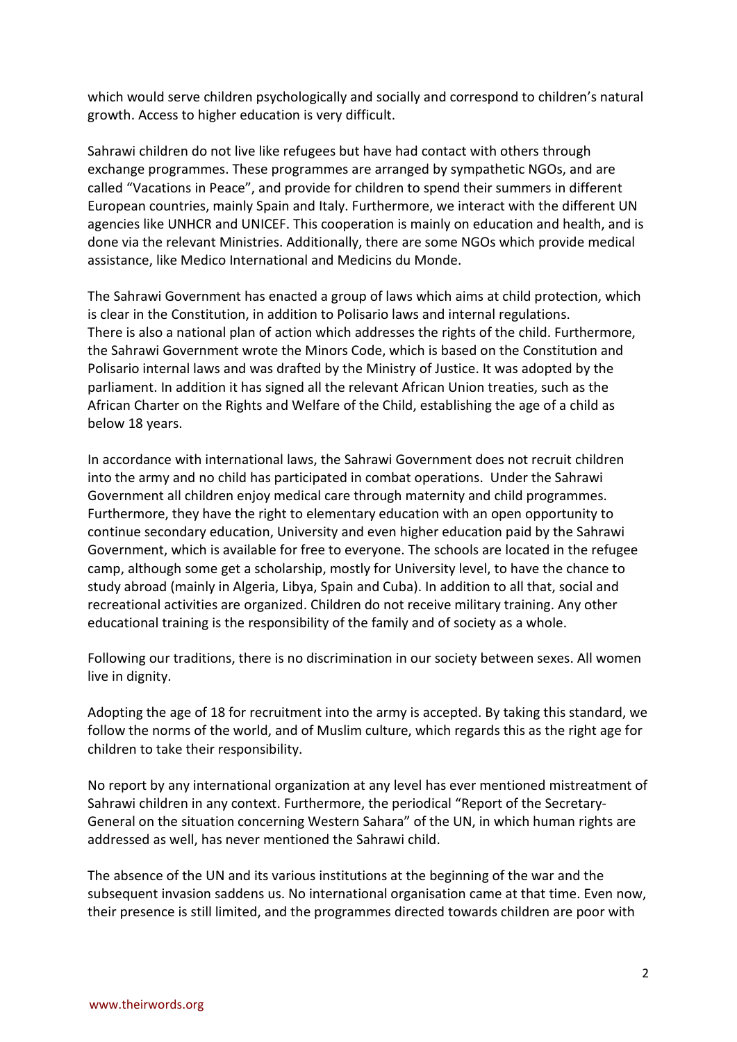which would serve children psychologically and socially and correspond to children's natural growth. Access to higher education is very difficult.

Sahrawi children do not live like refugees but have had contact with others through exchange programmes. These programmes are arranged by sympathetic NGOs, and are called "Vacations in Peace", and provide for children to spend their summers in different European countries, mainly Spain and Italy. Furthermore, we interact with the different UN agencies like UNHCR and UNICEF. This cooperation is mainly on education and health, and is done via the relevant Ministries. Additionally, there are some NGOs which provide medical assistance, like Medico International and Medicins du Monde.

The Sahrawi Government has enacted a group of laws which aims at child protection, which is clear in the Constitution, in addition to Polisario laws and internal regulations. There is also a national plan of action which addresses the rights of the child. Furthermore, the Sahrawi Government wrote the Minors Code, which is based on the Constitution and Polisario internal laws and was drafted by the Ministry of Justice. It was adopted by the parliament. In addition it has signed all the relevant African Union treaties, such as the African Charter on the Rights and Welfare of the Child, establishing the age of a child as below 18 years.

In accordance with international laws, the Sahrawi Government does not recruit children into the army and no child has participated in combat operations. Under the Sahrawi Government all children enjoy medical care through maternity and child programmes. Furthermore, they have the right to elementary education with an open opportunity to continue secondary education, University and even higher education paid by the Sahrawi Government, which is available for free to everyone. The schools are located in the refugee camp, although some get a scholarship, mostly for University level, to have the chance to study abroad (mainly in Algeria, Libya, Spain and Cuba). In addition to all that, social and recreational activities are organized. Children do not receive military training. Any other educational training is the responsibility of the family and of society as a whole.

Following our traditions, there is no discrimination in our society between sexes. All women live in dignity.

Adopting the age of 18 for recruitment into the army is accepted. By taking this standard, we follow the norms of the world, and of Muslim culture, which regards this as the right age for children to take their responsibility.

No report by any international organization at any level has ever mentioned mistreatment of Sahrawi children in any context. Furthermore, the periodical "Report of the Secretary-General on the situation concerning Western Sahara" of the UN, in which human rights are addressed as well, has never mentioned the Sahrawi child.

The absence of the UN and its various institutions at the beginning of the war and the subsequent invasion saddens us. No international organisation came at that time. Even now, their presence is still limited, and the programmes directed towards children are poor with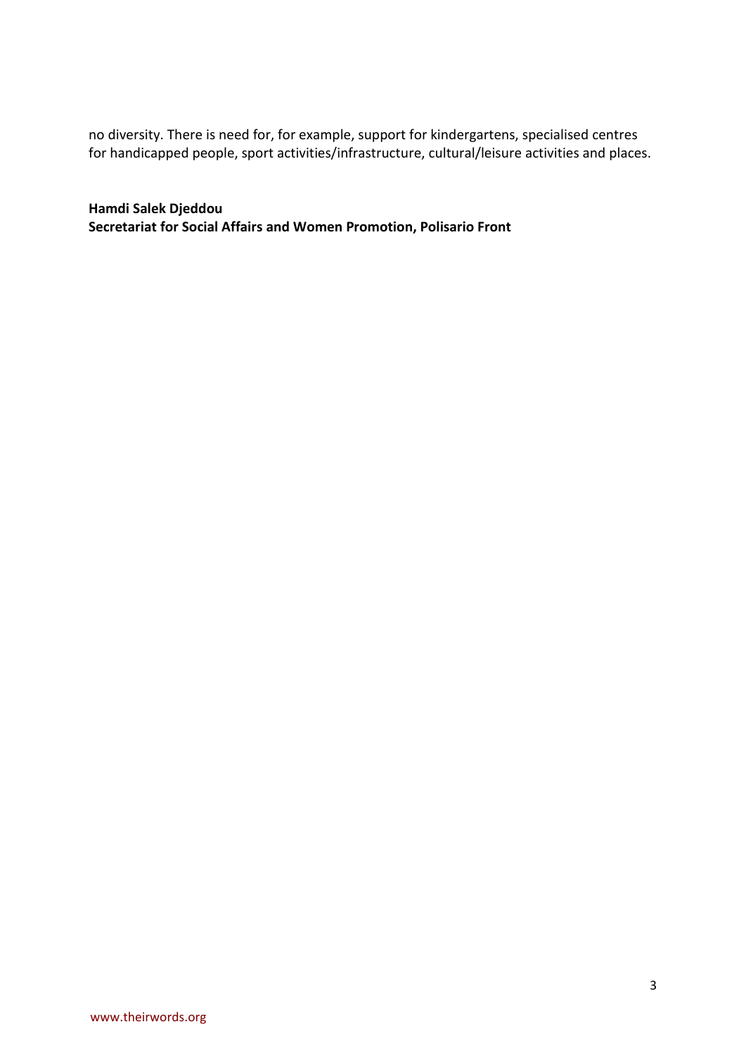no diversity. There is need for, for example, support for kindergartens, specialised centres for handicapped people, sport activities/infrastructure, cultural/leisure activities and places.

**Hamdi Salek Djeddou**
**Secretariat for Social Affairs and Women Promotion, Polisario Front**